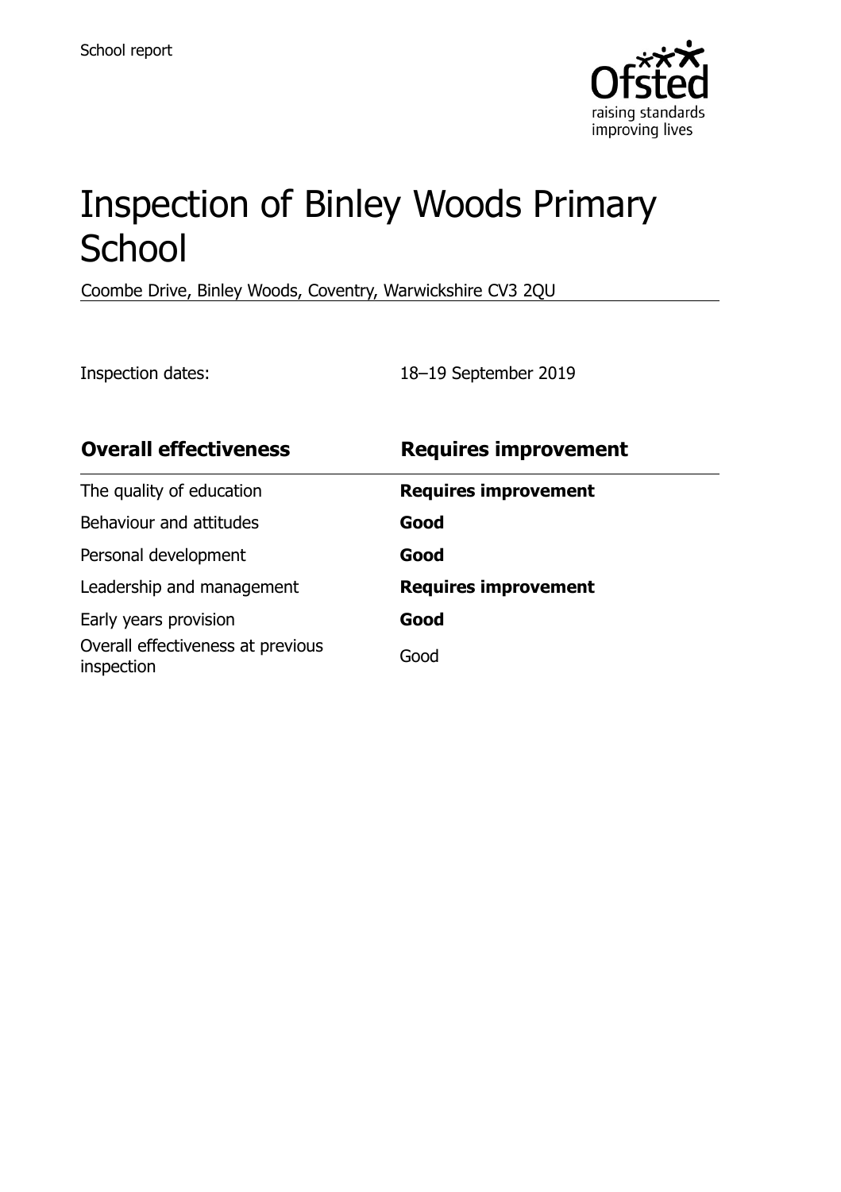School report

# Inspection of Binley Woods Primary School

Coombe Drive, Binley Woods, Coventry, Warwickshire CV3 2QU

Inspection dates: 18–19 September 2019

| **Overall effectiveness** | **Requires improvement** |
| --- | --- |
| The quality of education | **Requires improvement** |
| Behaviour and attitudes | **Good** |
| Personal development | **Good** |
| Leadership and management | **Requires improvement** |
| Early years provision | **Good** |
| Overall effectiveness at previous inspection | Good |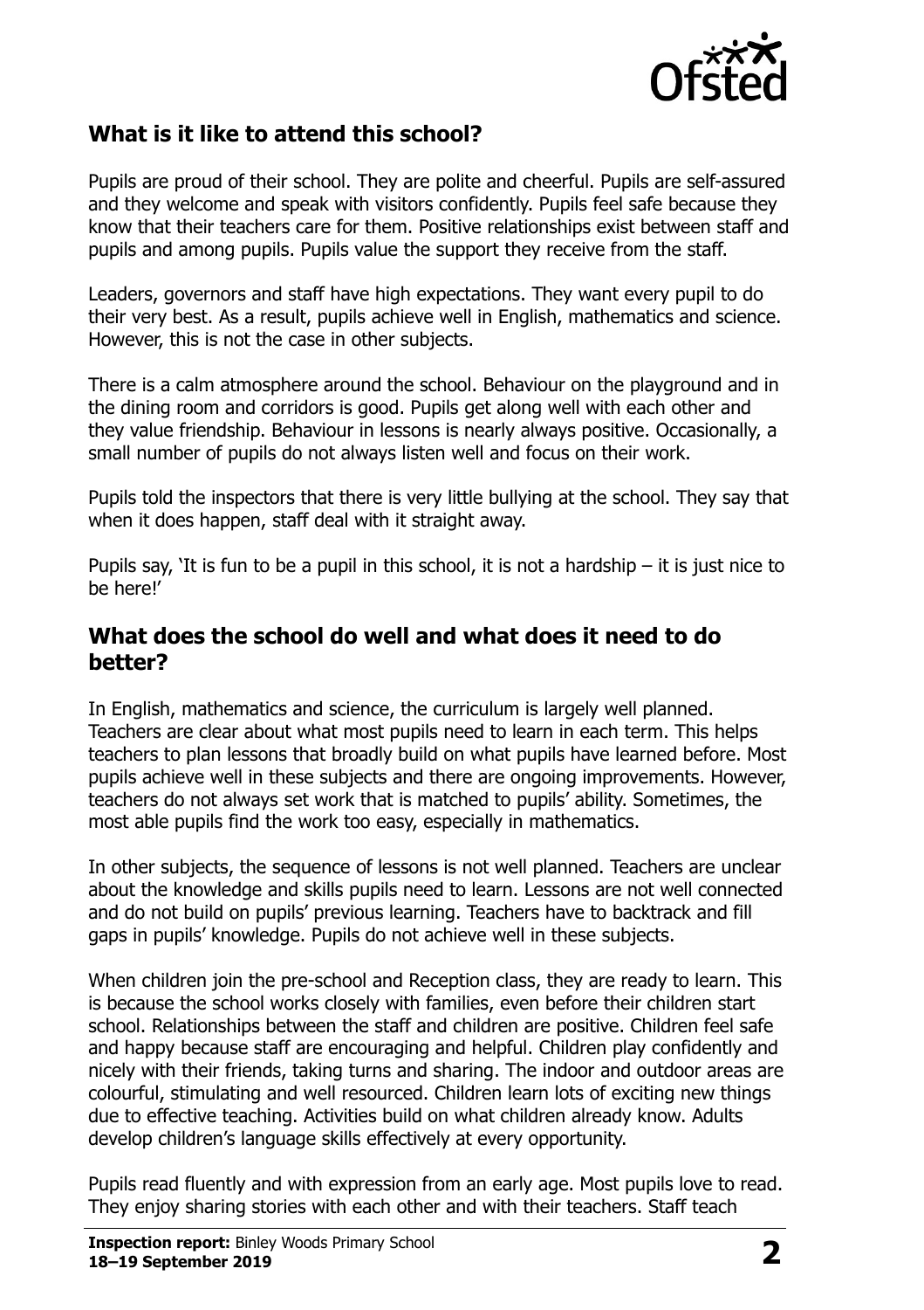## What is it like to attend this school?

Pupils are proud of their school. They are polite and cheerful. Pupils are self-assured and they welcome and speak with visitors confidently. Pupils feel safe because they know that their teachers care for them. Positive relationships exist between staff and pupils and among pupils. Pupils value the support they receive from the staff.

Leaders, governors and staff have high expectations. They want every pupil to do their very best. As a result, pupils achieve well in English, mathematics and science. However, this is not the case in other subjects.

There is a calm atmosphere around the school. Behaviour on the playground and in the dining room and corridors is good. Pupils get along well with each other and they value friendship. Behaviour in lessons is nearly always positive. Occasionally, a small number of pupils do not always listen well and focus on their work.

Pupils told the inspectors that there is very little bullying at the school. They say that when it does happen, staff deal with it straight away.

Pupils say, 'It is fun to be a pupil in this school, it is not a hardship – it is just nice to be here!'

## What does the school do well and what does it need to do better?

In English, mathematics and science, the curriculum is largely well planned. Teachers are clear about what most pupils need to learn in each term. This helps teachers to plan lessons that broadly build on what pupils have learned before. Most pupils achieve well in these subjects and there are ongoing improvements. However, teachers do not always set work that is matched to pupils' ability. Sometimes, the most able pupils find the work too easy, especially in mathematics.

In other subjects, the sequence of lessons is not well planned. Teachers are unclear about the knowledge and skills pupils need to learn. Lessons are not well connected and do not build on pupils' previous learning. Teachers have to backtrack and fill gaps in pupils' knowledge. Pupils do not achieve well in these subjects.

When children join the pre-school and Reception class, they are ready to learn. This is because the school works closely with families, even before their children start school. Relationships between the staff and children are positive. Children feel safe and happy because staff are encouraging and helpful. Children play confidently and nicely with their friends, taking turns and sharing. The indoor and outdoor areas are colourful, stimulating and well resourced. Children learn lots of exciting new things due to effective teaching. Activities build on what children already know. Adults develop children's language skills effectively at every opportunity.

Pupils read fluently and with expression from an early age. Most pupils love to read. They enjoy sharing stories with each other and with their teachers. Staff teach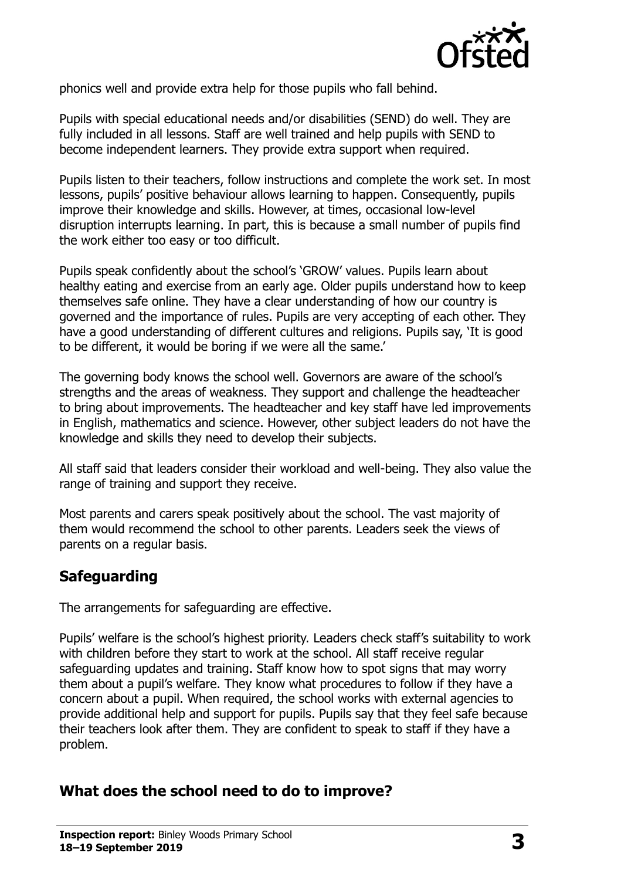phonics well and provide extra help for those pupils who fall behind.

Pupils with special educational needs and/or disabilities (SEND) do well. They are fully included in all lessons. Staff are well trained and help pupils with SEND to become independent learners. They provide extra support when required.

Pupils listen to their teachers, follow instructions and complete the work set. In most lessons, pupils' positive behaviour allows learning to happen. Consequently, pupils improve their knowledge and skills. However, at times, occasional low-level disruption interrupts learning. In part, this is because a small number of pupils find the work either too easy or too difficult.

Pupils speak confidently about the school's 'GROW' values. Pupils learn about healthy eating and exercise from an early age. Older pupils understand how to keep themselves safe online. They have a clear understanding of how our country is governed and the importance of rules. Pupils are very accepting of each other. They have a good understanding of different cultures and religions. Pupils say, 'It is good to be different, it would be boring if we were all the same.'

The governing body knows the school well. Governors are aware of the school's strengths and the areas of weakness. They support and challenge the headteacher to bring about improvements. The headteacher and key staff have led improvements in English, mathematics and science. However, other subject leaders do not have the knowledge and skills they need to develop their subjects.

All staff said that leaders consider their workload and well-being. They also value the range of training and support they receive.

Most parents and carers speak positively about the school. The vast majority of them would recommend the school to other parents. Leaders seek the views of parents on a regular basis.

## Safeguarding

The arrangements for safeguarding are effective.

Pupils' welfare is the school's highest priority. Leaders check staff's suitability to work with children before they start to work at the school. All staff receive regular safeguarding updates and training. Staff know how to spot signs that may worry them about a pupil's welfare. They know what procedures to follow if they have a concern about a pupil. When required, the school works with external agencies to provide additional help and support for pupils. Pupils say that they feel safe because their teachers look after them. They are confident to speak to staff if they have a problem.

## What does the school need to do to improve?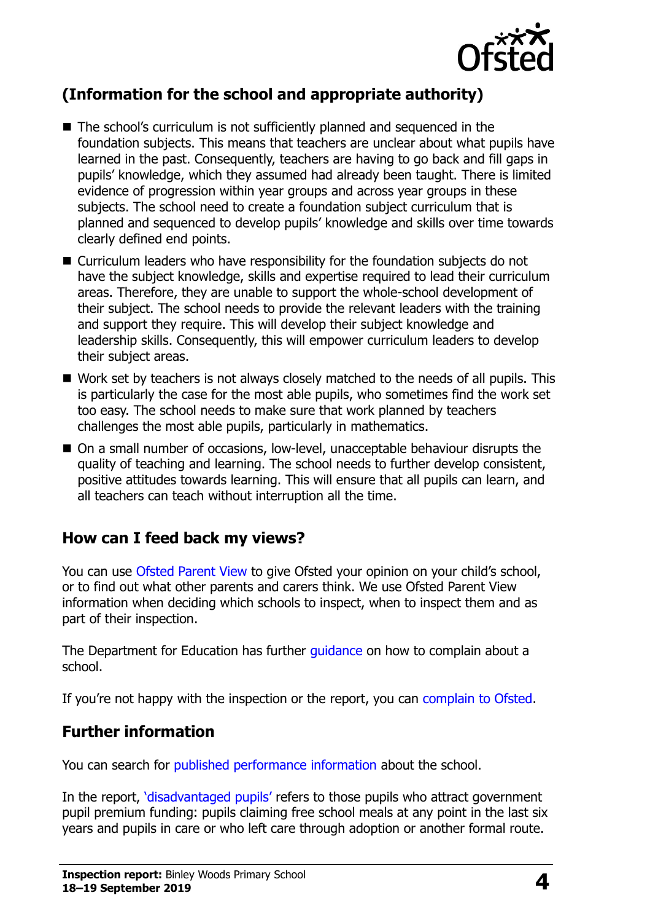## (Information for the school and appropriate authority)

- The school's curriculum is not sufficiently planned and sequenced in the foundation subjects. This means that teachers are unclear about what pupils have learned in the past. Consequently, teachers are having to go back and fill gaps in pupils' knowledge, which they assumed had already been taught. There is limited evidence of progression within year groups and across year groups in these subjects. The school need to create a foundation subject curriculum that is planned and sequenced to develop pupils' knowledge and skills over time towards clearly defined end points.
- Curriculum leaders who have responsibility for the foundation subjects do not have the subject knowledge, skills and expertise required to lead their curriculum areas. Therefore, they are unable to support the whole-school development of their subject. The school needs to provide the relevant leaders with the training and support they require. This will develop their subject knowledge and leadership skills. Consequently, this will empower curriculum leaders to develop their subject areas.
- Work set by teachers is not always closely matched to the needs of all pupils. This is particularly the case for the most able pupils, who sometimes find the work set too easy. The school needs to make sure that work planned by teachers challenges the most able pupils, particularly in mathematics.
- On a small number of occasions, low-level, unacceptable behaviour disrupts the quality of teaching and learning. The school needs to further develop consistent, positive attitudes towards learning. This will ensure that all pupils can learn, and all teachers can teach without interruption all the time.

## How can I feed back my views?

You can use Ofsted Parent View to give Ofsted your opinion on your child's school, or to find out what other parents and carers think. We use Ofsted Parent View information when deciding which schools to inspect, when to inspect them and as part of their inspection.

The Department for Education has further guidance on how to complain about a school.

If you're not happy with the inspection or the report, you can complain to Ofsted.

## Further information

You can search for published performance information about the school.

In the report, 'disadvantaged pupils' refers to those pupils who attract government pupil premium funding: pupils claiming free school meals at any point in the last six years and pupils in care or who left care through adoption or another formal route.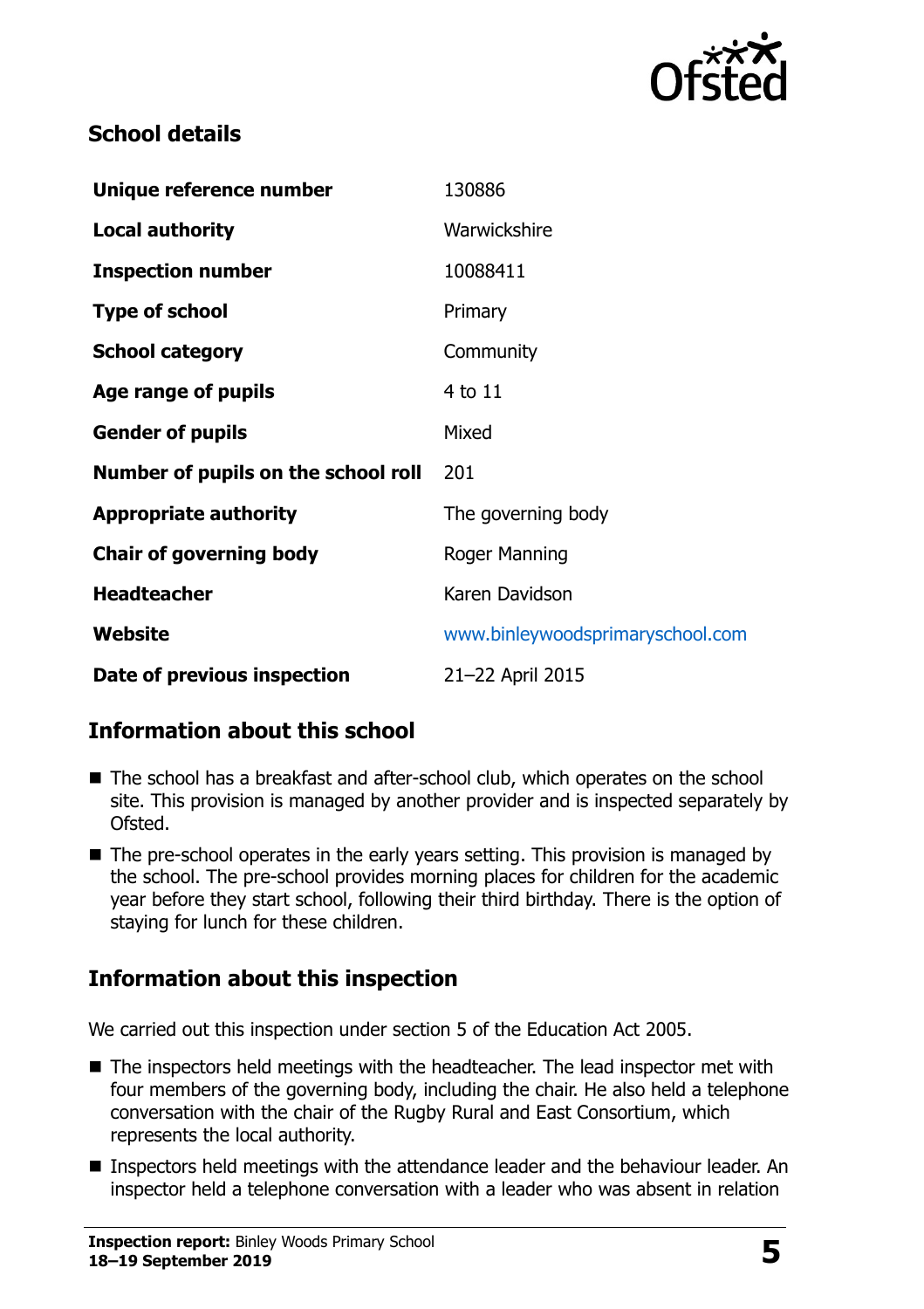## School details

| | |
|---|---|
| **Unique reference number** | 130886 |
| **Local authority** | Warwickshire |
| **Inspection number** | 10088411 |
| **Type of school** | Primary |
| **School category** | Community |
| **Age range of pupils** | 4 to 11 |
| **Gender of pupils** | Mixed |
| **Number of pupils on the school roll** | 201 |
| **Appropriate authority** | The governing body |
| **Chair of governing body** | Roger Manning |
| **Headteacher** | Karen Davidson |
| **Website** | www.binleywoodsprimaryschool.com |
| **Date of previous inspection** | 21–22 April 2015 |

## Information about this school

- The school has a breakfast and after-school club, which operates on the school site. This provision is managed by another provider and is inspected separately by Ofsted.
- The pre-school operates in the early years setting. This provision is managed by the school. The pre-school provides morning places for children for the academic year before they start school, following their third birthday. There is the option of staying for lunch for these children.

## Information about this inspection

We carried out this inspection under section 5 of the Education Act 2005.

- The inspectors held meetings with the headteacher. The lead inspector met with four members of the governing body, including the chair. He also held a telephone conversation with the chair of the Rugby Rural and East Consortium, which represents the local authority.
- Inspectors held meetings with the attendance leader and the behaviour leader. An inspector held a telephone conversation with a leader who was absent in relation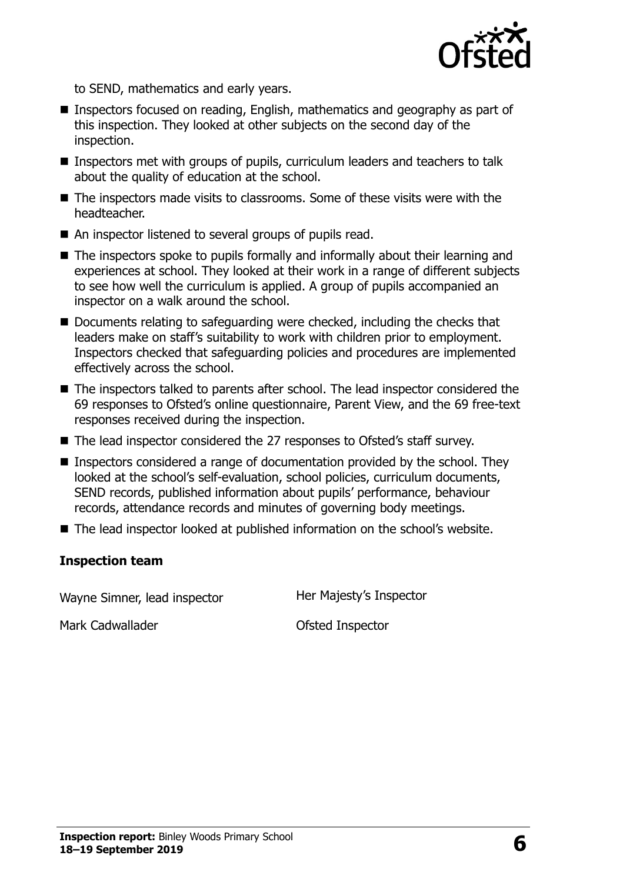to SEND, mathematics and early years.

- Inspectors focused on reading, English, mathematics and geography as part of this inspection. They looked at other subjects on the second day of the inspection.
- Inspectors met with groups of pupils, curriculum leaders and teachers to talk about the quality of education at the school.
- The inspectors made visits to classrooms. Some of these visits were with the headteacher.
- An inspector listened to several groups of pupils read.
- The inspectors spoke to pupils formally and informally about their learning and experiences at school. They looked at their work in a range of different subjects to see how well the curriculum is applied. A group of pupils accompanied an inspector on a walk around the school.
- Documents relating to safeguarding were checked, including the checks that leaders make on staff's suitability to work with children prior to employment. Inspectors checked that safeguarding policies and procedures are implemented effectively across the school.
- The inspectors talked to parents after school. The lead inspector considered the 69 responses to Ofsted's online questionnaire, Parent View, and the 69 free-text responses received during the inspection.
- The lead inspector considered the 27 responses to Ofsted's staff survey.
- Inspectors considered a range of documentation provided by the school. They looked at the school's self-evaluation, school policies, curriculum documents, SEND records, published information about pupils' performance, behaviour records, attendance records and minutes of governing body meetings.
- The lead inspector looked at published information on the school's website.

### Inspection team

| | |
|---|---|
| Wayne Simner, lead inspector | Her Majesty's Inspector |
| Mark Cadwallader | Ofsted Inspector |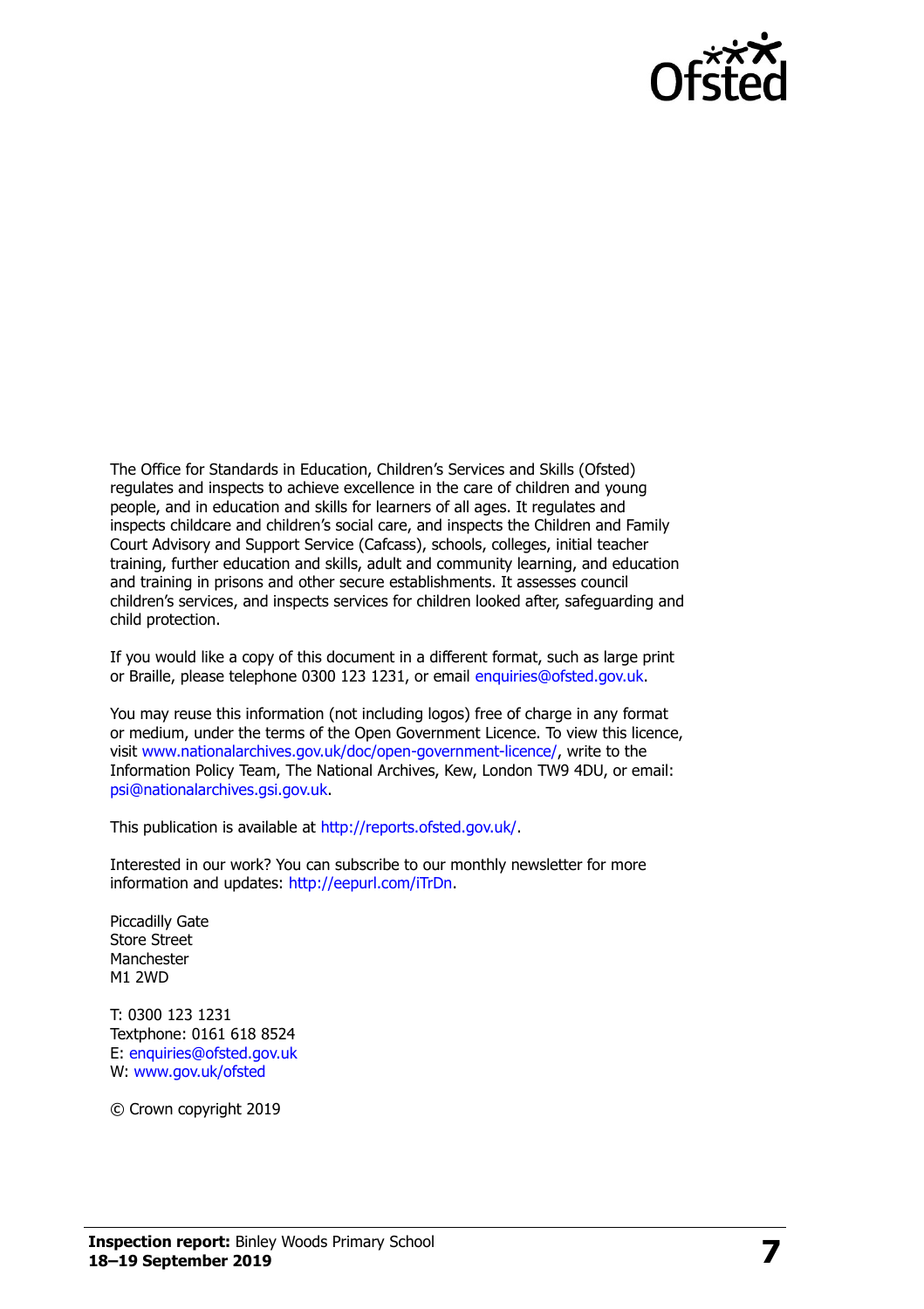The Office for Standards in Education, Children's Services and Skills (Ofsted) regulates and inspects to achieve excellence in the care of children and young people, and in education and skills for learners of all ages. It regulates and inspects childcare and children's social care, and inspects the Children and Family Court Advisory and Support Service (Cafcass), schools, colleges, initial teacher training, further education and skills, adult and community learning, and education and training in prisons and other secure establishments. It assesses council children's services, and inspects services for children looked after, safeguarding and child protection.

If you would like a copy of this document in a different format, such as large print or Braille, please telephone 0300 123 1231, or email enquiries@ofsted.gov.uk.

You may reuse this information (not including logos) free of charge in any format or medium, under the terms of the Open Government Licence. To view this licence, visit www.nationalarchives.gov.uk/doc/open-government-licence/, write to the Information Policy Team, The National Archives, Kew, London TW9 4DU, or email: psi@nationalarchives.gsi.gov.uk.

This publication is available at http://reports.ofsted.gov.uk/.

Interested in our work? You can subscribe to our monthly newsletter for more information and updates: http://eepurl.com/iTrDn.

Piccadilly Gate
Store Street
Manchester
M1 2WD

T: 0300 123 1231
Textphone: 0161 618 8524
E: enquiries@ofsted.gov.uk
W: www.gov.uk/ofsted

© Crown copyright 2019